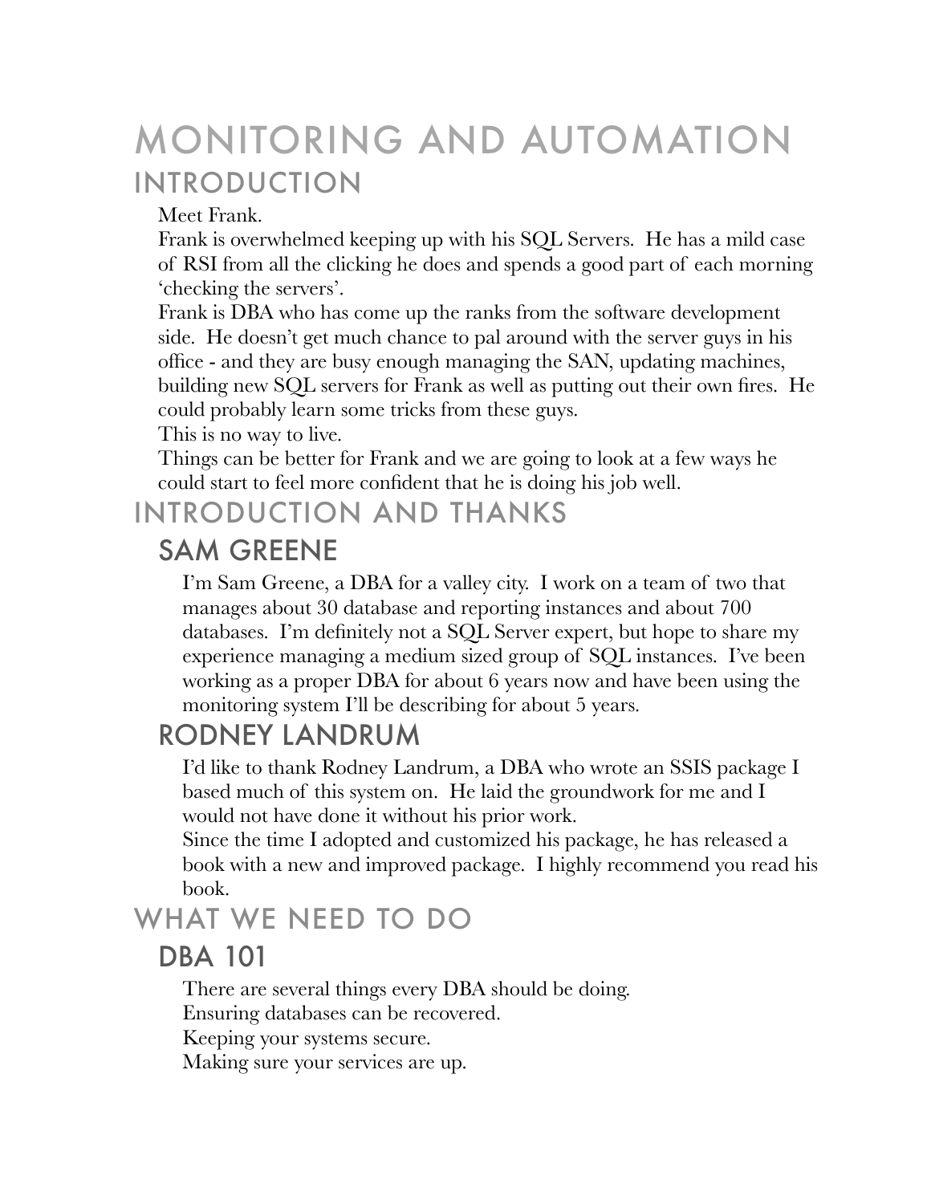# MONITORING AND AUTOMATION

## INTRODUCTION

Meet Frank.

Frank is overwhelmed keeping up with his SQL Servers. He has a mild case of RSI from all the clicking he does and spends a good part of each morning 'checking the servers'.

Frank is DBA who has come up the ranks from the software development side. He doesn't get much chance to pal around with the server guys in his office - and they are busy enough managing the SAN, updating machines, building new SQL servers for Frank as well as putting out their own fires. He could probably learn some tricks from these guys.

This is no way to live.

Things can be better for Frank and we are going to look at a few ways he could start to feel more confident that he is doing his job well.

## INTRODUCTION AND THANKS

### SAM GREENE

I'm Sam Greene, a DBA for a valley city. I work on a team of two that manages about 30 database and reporting instances and about 700 databases. I'm definitely not a SQL Server expert, but hope to share my experience managing a medium sized group of SQL instances. I've been working as a proper DBA for about 6 years now and have been using the monitoring system I'll be describing for about 5 years.

### RODNEY LANDRUM

I'd like to thank Rodney Landrum, a DBA who wrote an SSIS package I based much of this system on. He laid the groundwork for me and I would not have done it without his prior work.

Since the time I adopted and customized his package, he has released a book with a new and improved package. I highly recommend you read his book.

## WHAT WE NEED TO DO

### DBA 101

There are several things every DBA should be doing.

Ensuring databases can be recovered.

Keeping your systems secure.

Making sure your services are up.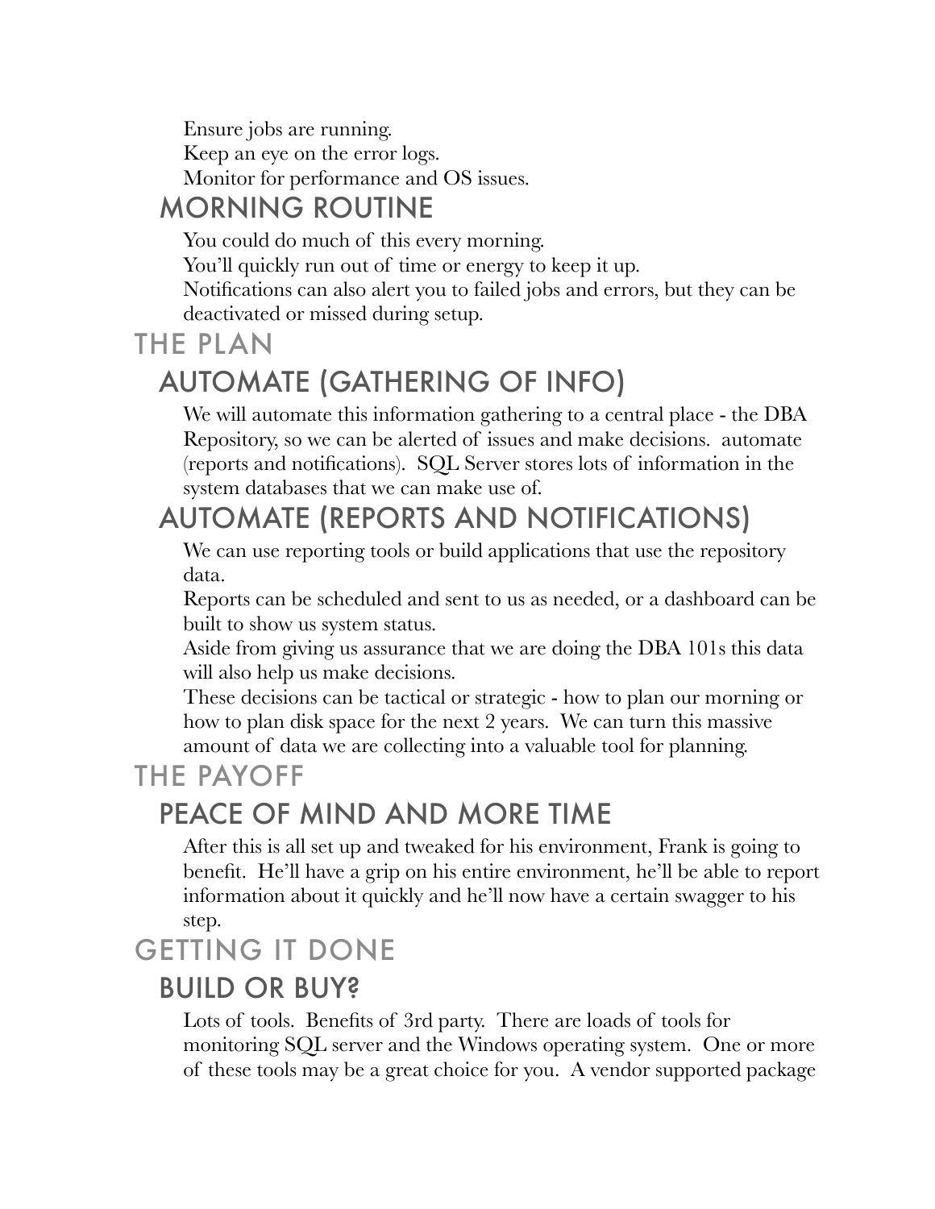Ensure jobs are running.

Keep an eye on the error logs.

Monitor for performance and OS issues.

### MORNING ROUTINE

You could do much of this every morning.

You'll quickly run out of time or energy to keep it up.

Notifications can also alert you to failed jobs and errors, but they can be deactivated or missed during setup.

## THE PLAN

### AUTOMATE (GATHERING OF INFO)

We will automate this information gathering to a central place - the DBA Repository, so we can be alerted of issues and make decisions.  automate (reports and notifications).  SQL Server stores lots of information in the system databases that we can make use of.

### AUTOMATE (REPORTS AND NOTIFICATIONS)

We can use reporting tools or build applications that use the repository data.

Reports can be scheduled and sent to us as needed, or a dashboard can be built to show us system status.

Aside from giving us assurance that we are doing the DBA 101s this data will also help us make decisions.

These decisions can be tactical or strategic - how to plan our morning or how to plan disk space for the next 2 years.  We can turn this massive amount of data we are collecting into a valuable tool for planning.

## THE PAYOFF

### PEACE OF MIND AND MORE TIME

After this is all set up and tweaked for his environment, Frank is going to benefit.  He'll have a grip on his entire environment, he'll be able to report information about it quickly and he'll now have a certain swagger to his step.

## GETTING IT DONE

### BUILD OR BUY?

Lots of tools.  Benefits of 3rd party.  There are loads of tools for monitoring SQL server and the Windows operating system.  One or more of these tools may be a great choice for you.  A vendor supported package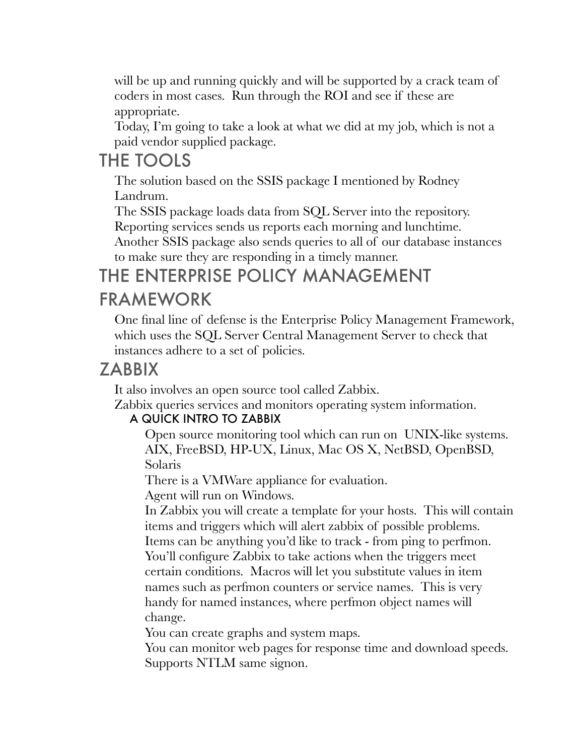will be up and running quickly and will be supported by a crack team of coders in most cases. Run through the ROI and see if these are appropriate.

Today, I'm going to take a look at what we did at my job, which is not a paid vendor supplied package.

# THE TOOLS

The solution based on the SSIS package I mentioned by Rodney Landrum.

The SSIS package loads data from SQL Server into the repository.

Reporting services sends us reports each morning and lunchtime.

Another SSIS package also sends queries to all of our database instances to make sure they are responding in a timely manner.

# THE ENTERPRISE POLICY MANAGEMENT FRAMEWORK

One final line of defense is the Enterprise Policy Management Framework, which uses the SQL Server Central Management Server to check that instances adhere to a set of policies.

# ZABBIX

It also involves an open source tool called Zabbix.

Zabbix queries services and monitors operating system information.

## A QUICK INTRO TO ZABBIX

Open source monitoring tool which can run on UNIX-like systems.

AIX, FreeBSD, HP-UX, Linux, Mac OS X, NetBSD, OpenBSD, Solaris

There is a VMWare appliance for evaluation.

Agent will run on Windows.

In Zabbix you will create a template for your hosts. This will contain items and triggers which will alert zabbix of possible problems.

Items can be anything you'd like to track - from ping to perfmon.

You'll configure Zabbix to take actions when the triggers meet certain conditions. Macros will let you substitute values in item names such as perfmon counters or service names. This is very handy for named instances, where perfmon object names will change.

You can create graphs and system maps.

You can monitor web pages for response time and download speeds.

Supports NTLM same signon.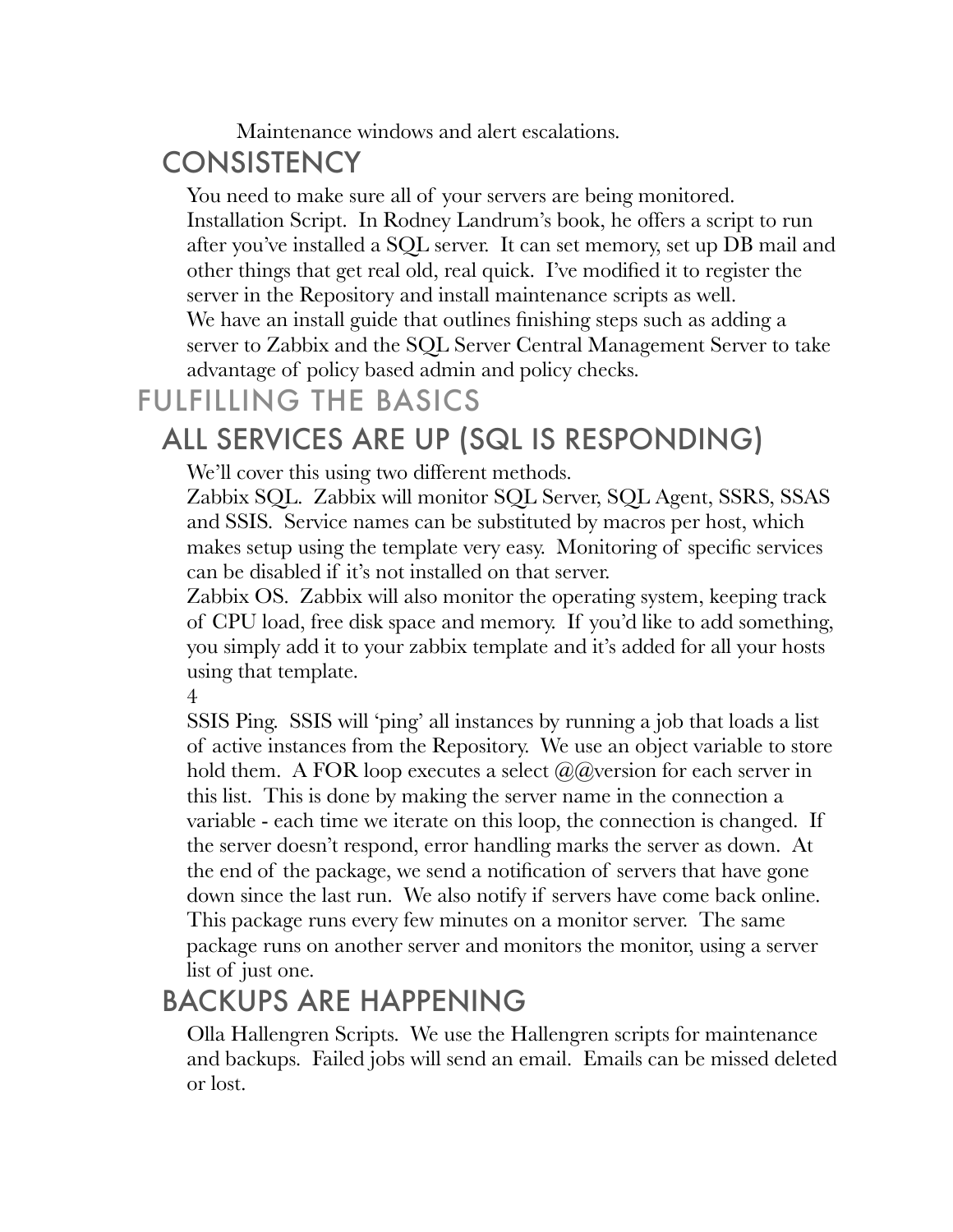Maintenance windows and alert escalations.

## CONSISTENCY

You need to make sure all of your servers are being monitored.

Installation Script. In Rodney Landrum's book, he offers a script to run after you've installed a SQL server. It can set memory, set up DB mail and other things that get real old, real quick. I've modified it to register the server in the Repository and install maintenance scripts as well.

We have an install guide that outlines finishing steps such as adding a server to Zabbix and the SQL Server Central Management Server to take advantage of policy based admin and policy checks.

# FULFILLING THE BASICS

## ALL SERVICES ARE UP (SQL IS RESPONDING)

We'll cover this using two different methods.

Zabbix SQL. Zabbix will monitor SQL Server, SQL Agent, SSRS, SSAS and SSIS. Service names can be substituted by macros per host, which makes setup using the template very easy. Monitoring of specific services can be disabled if it's not installed on that server.

Zabbix OS. Zabbix will also monitor the operating system, keeping track of CPU load, free disk space and memory. If you'd like to add something, you simply add it to your zabbix template and it's added for all your hosts using that template.

SSIS Ping. SSIS will 'ping' all instances by running a job that loads a list of active instances from the Repository. We use an object variable to store hold them. A FOR loop executes a select @@version for each server in this list. This is done by making the server name in the connection a variable - each time we iterate on this loop, the connection is changed. If the server doesn't respond, error handling marks the server as down. At the end of the package, we send a notification of servers that have gone down since the last run. We also notify if servers have come back online. This package runs every few minutes on a monitor server. The same package runs on another server and monitors the monitor, using a server list of just one.

## BACKUPS ARE HAPPENING

Olla Hallengren Scripts. We use the Hallengren scripts for maintenance and backups. Failed jobs will send an email. Emails can be missed deleted or lost.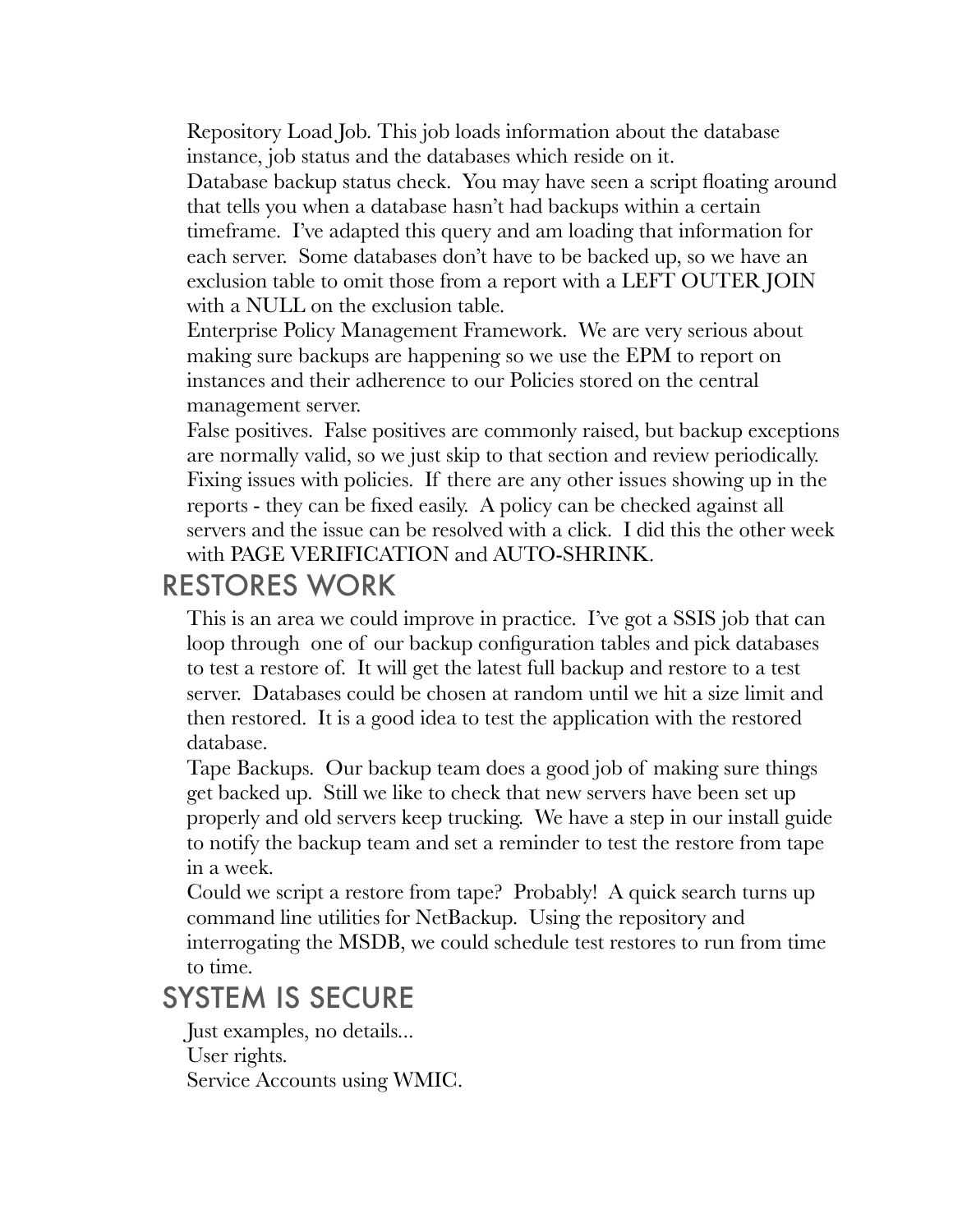Repository Load Job. This job loads information about the database instance, job status and the databases which reside on it.

Database backup status check. You may have seen a script floating around that tells you when a database hasn't had backups within a certain timeframe. I've adapted this query and am loading that information for each server. Some databases don't have to be backed up, so we have an exclusion table to omit those from a report with a LEFT OUTER JOIN with a NULL on the exclusion table.

Enterprise Policy Management Framework. We are very serious about making sure backups are happening so we use the EPM to report on instances and their adherence to our Policies stored on the central management server.

False positives. False positives are commonly raised, but backup exceptions are normally valid, so we just skip to that section and review periodically.

Fixing issues with policies. If there are any other issues showing up in the reports - they can be fixed easily. A policy can be checked against all servers and the issue can be resolved with a click. I did this the other week with PAGE VERIFICATION and AUTO-SHRINK.

## RESTORES WORK

This is an area we could improve in practice. I've got a SSIS job that can loop through one of our backup configuration tables and pick databases to test a restore of. It will get the latest full backup and restore to a test server. Databases could be chosen at random until we hit a size limit and then restored. It is a good idea to test the application with the restored database.

Tape Backups. Our backup team does a good job of making sure things get backed up. Still we like to check that new servers have been set up properly and old servers keep trucking. We have a step in our install guide to notify the backup team and set a reminder to test the restore from tape in a week.

Could we script a restore from tape? Probably! A quick search turns up command line utilities for NetBackup. Using the repository and interrogating the MSDB, we could schedule test restores to run from time to time.

## SYSTEM IS SECURE

Just examples, no details...

User rights.

Service Accounts using WMIC.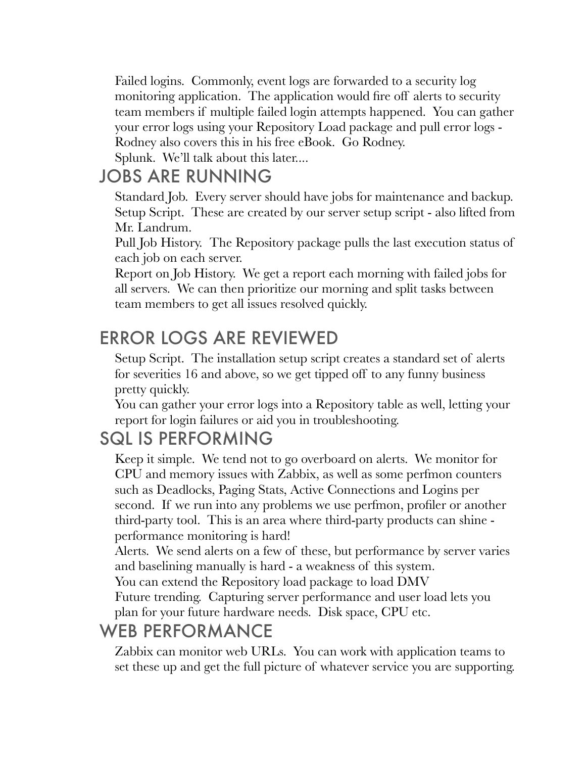Failed logins. Commonly, event logs are forwarded to a security log monitoring application. The application would fire off alerts to security team members if multiple failed login attempts happened. You can gather your error logs using your Repository Load package and pull error logs - Rodney also covers this in his free eBook. Go Rodney.

Splunk. We'll talk about this later....

## JOBS ARE RUNNING

Standard Job. Every server should have jobs for maintenance and backup.

Setup Script. These are created by our server setup script - also lifted from Mr. Landrum.

Pull Job History. The Repository package pulls the last execution status of each job on each server.

Report on Job History. We get a report each morning with failed jobs for all servers. We can then prioritize our morning and split tasks between team members to get all issues resolved quickly.

## ERROR LOGS ARE REVIEWED

Setup Script. The installation setup script creates a standard set of alerts for severities 16 and above, so we get tipped off to any funny business pretty quickly.

You can gather your error logs into a Repository table as well, letting your report for login failures or aid you in troubleshooting.

## SQL IS PERFORMING

Keep it simple. We tend not to go overboard on alerts. We monitor for CPU and memory issues with Zabbix, as well as some perfmon counters such as Deadlocks, Paging Stats, Active Connections and Logins per second. If we run into any problems we use perfmon, profiler or another third-party tool. This is an area where third-party products can shine - performance monitoring is hard!

Alerts. We send alerts on a few of these, but performance by server varies and baselining manually is hard - a weakness of this system.

You can extend the Repository load package to load DMV

Future trending. Capturing server performance and user load lets you plan for your future hardware needs. Disk space, CPU etc.

## WEB PERFORMANCE

Zabbix can monitor web URLs. You can work with application teams to set these up and get the full picture of whatever service you are supporting.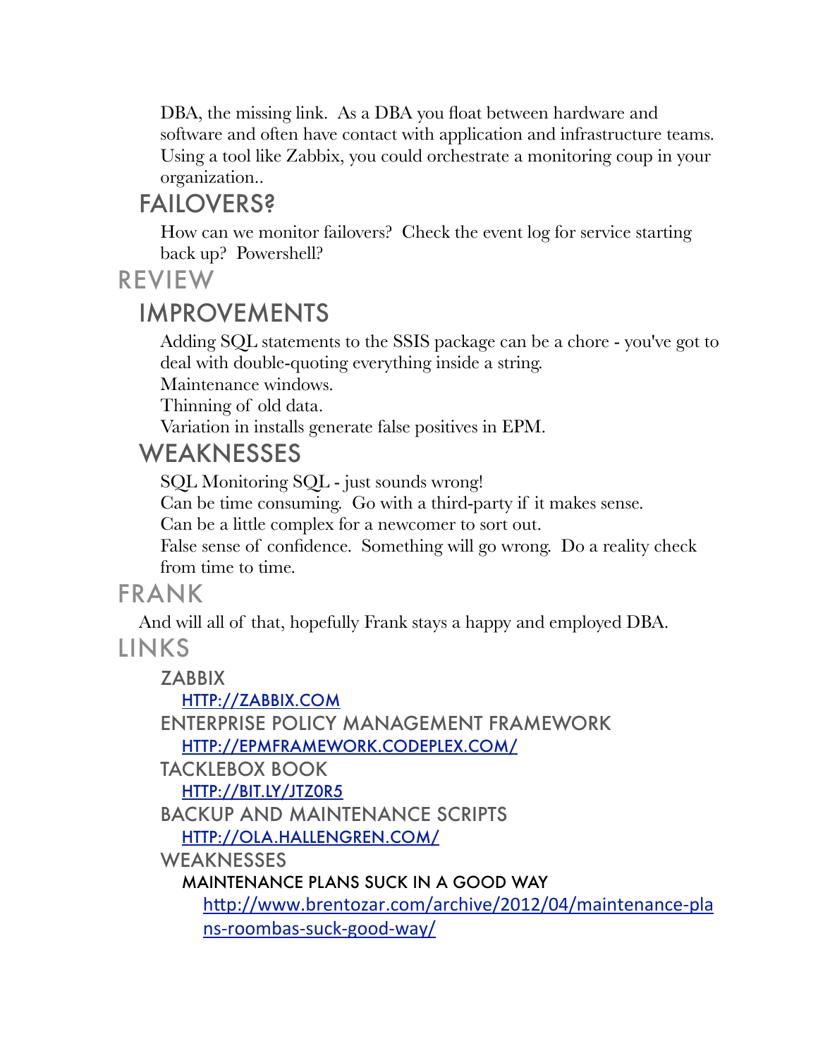DBA, the missing link. As a DBA you float between hardware and software and often have contact with application and infrastructure teams. Using a tool like Zabbix, you could orchestrate a monitoring coup in your organization..

### FAILOVERS?

How can we monitor failovers? Check the event log for service starting back up? Powershell?

## REVIEW

### IMPROVEMENTS

Adding SQL statements to the SSIS package can be a chore - you've got to deal with double-quoting everything inside a string.

Maintenance windows.

Thinning of old data.

Variation in installs generate false positives in EPM.

### WEAKNESSES

SQL Monitoring SQL - just sounds wrong!

Can be time consuming. Go with a third-party if it makes sense.

Can be a little complex for a newcomer to sort out.

False sense of confidence. Something will go wrong. Do a reality check from time to time.

## FRANK

And will all of that, hopefully Frank stays a happy and employed DBA.

## LINKS

### ZABBIX

[HTTP://ZABBIX.COM](http://zabbix.com)

### ENTERPRISE POLICY MANAGEMENT FRAMEWORK

[HTTP://EPMFRAMEWORK.CODEPLEX.COM/](http://epmframework.codeplex.com/)

### TACKLEBOX BOOK

[HTTP://BIT.LY/JTZ0R5](http://bit.ly/JTZ0R5)

### BACKUP AND MAINTENANCE SCRIPTS

[HTTP://OLA.HALLENGREN.COM/](http://ola.hallengren.com/)

### WEAKNESSES

#### MAINTENANCE PLANS SUCK IN A GOOD WAY

[http://www.brentozar.com/archive/2012/04/maintenance-plans-roombas-suck-good-way/](http://www.brentozar.com/archive/2012/04/maintenance-plans-roombas-suck-good-way/)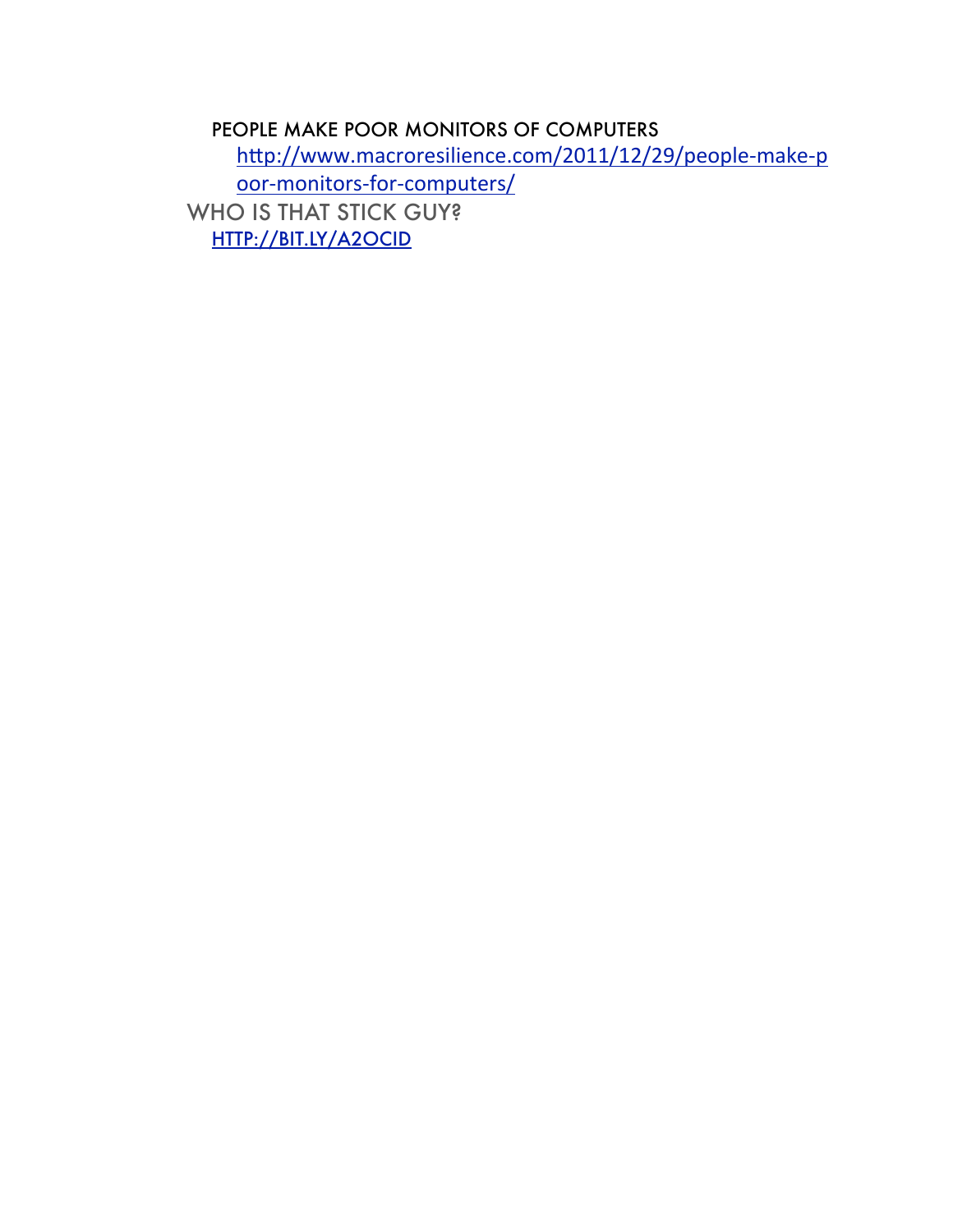- PEOPLE MAKE POOR MONITORS OF COMPUTERS
  - http://www.macroresilience.com/2011/12/29/people-make-poor-monitors-for-computers/
- WHO IS THAT STICK GUY?
  - HTTP://BIT.LY/A2OCID